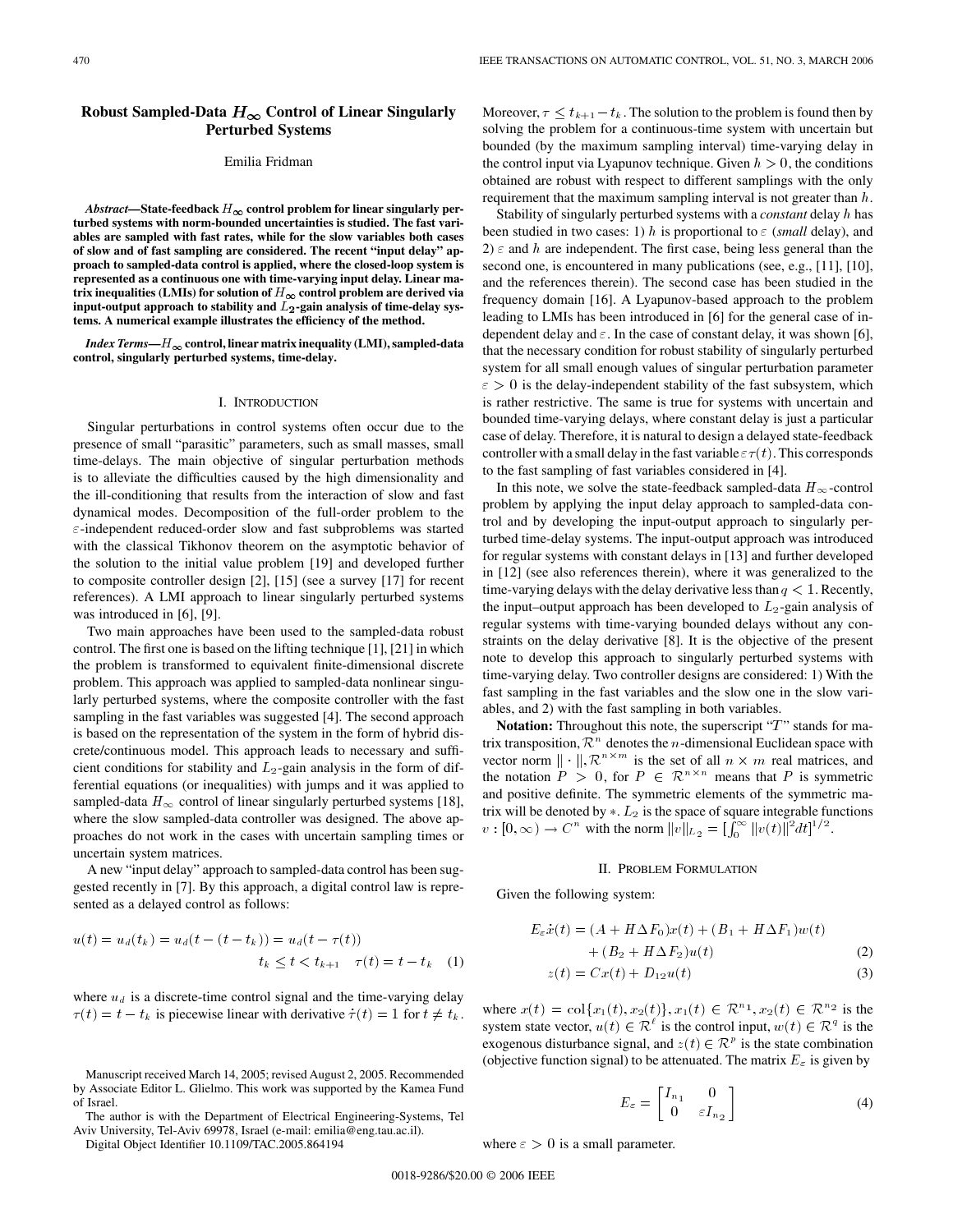# Robust Sampled-Data $H_\infty$ Control of Linear Singularly Perturbed Systems

Emilia Fridman

***Abstract*—State-feedback $H_\infty$ control problem for linear singularly perturbed systems with norm-bounded uncertainties is studied. The fast variables are sampled with fast rates, while for the slow variables both cases of slow and of fast sampling are considered. The recent "input delay" approach to sampled-data control is applied, where the closed-loop system is represented as a continuous one with time-varying input delay. Linear matrix inequalities (LMIs) for solution of $H_\infty$ control problem are derived via input-output approach to stability and $L_2$-gain analysis of time-delay systems. A numerical example illustrates the efficiency of the method.**

***Index Terms*—$H_\infty$ control, linear matrix inequality (LMI), sampled-data control, singularly perturbed systems, time-delay.**

## I. Introduction

Singular perturbations in control systems often occur due to the presence of small "parasitic" parameters, such as small masses, small time-delays. The main objective of singular perturbation methods is to alleviate the difficulties caused by the high dimensionality and the ill-conditioning that results from the interaction of slow and fast dynamical modes. Decomposition of the full-order problem to the $\varepsilon$-independent reduced-order slow and fast subproblems was started with the classical Tikhonov theorem on the asymptotic behavior of the solution to the initial value problem [19] and developed further to composite controller design [2], [15] (see a survey [17] for recent references). A LMI approach to linear singularly perturbed systems was introduced in [6], [9].

Two main approaches have been used to the sampled-data robust control. The first one is based on the lifting technique [1], [21] in which the problem is transformed to equivalent finite-dimensional discrete problem. This approach was applied to sampled-data nonlinear singularly perturbed systems, where the composite controller with the fast sampling in the fast variables was suggested [4]. The second approach is based on the representation of the system in the form of hybrid discrete/continuous model. This approach leads to necessary and sufficient conditions for stability and $L_2$-gain analysis in the form of differential equations (or inequalities) with jumps and it was applied to sampled-data $H_\infty$ control of linear singularly perturbed systems [18], where the slow sampled-data controller was designed. The above approaches do not work in the cases with uncertain sampling times or uncertain system matrices.

A new "input delay" approach to sampled-data control has been suggested recently in [7]. By this approach, a digital control law is represented as a delayed control as follows:

$$u(t) = u_d(t_k) = u_d(t - (t - t_k)) = u_d(t - \tau(t)) \quad t_k \le t < t_{k+1} \quad \tau(t) = t - t_k \tag{1}$$

where $u_d$ is a discrete-time control signal and the time-varying delay $\tau(t) = t - t_k$ is piecewise linear with derivative $\dot{\tau}(t) = 1$ for $t \neq t_k$. Moreover, $\tau \le t_{k+1} - t_k$. The solution to the problem is found then by solving the problem for a continuous-time system with uncertain but bounded (by the maximum sampling interval) time-varying delay in the control input via Lyapunov technique. Given $h > 0$, the conditions obtained are robust with respect to different samplings with the only requirement that the maximum sampling interval is not greater than $h$.

Stability of singularly perturbed systems with a *constant* delay $h$ has been studied in two cases: 1) $h$ is proportional to $\varepsilon$ (*small* delay), and 2) $\varepsilon$ and $h$ are independent. The first case, being less general than the second one, is encountered in many publications (see, e.g., [11], [10], and the references therein). The second case has been studied in the frequency domain [16]. A Lyapunov-based approach to the problem leading to LMIs has been introduced in [6] for the general case of independent delay and $\varepsilon$. In the case of constant delay, it was shown [6], that the necessary condition for robust stability of singularly perturbed system for all small enough values of singular perturbation parameter $\varepsilon > 0$ is the delay-independent stability of the fast subsystem, which is rather restrictive. The same is true for systems with uncertain and bounded time-varying delays, where constant delay is just a particular case of delay. Therefore, it is natural to design a delayed state-feedback controller with a small delay in the fast variable $\varepsilon\tau(t)$. This corresponds to the fast sampling of fast variables considered in [4].

In this note, we solve the state-feedback sampled-data $H_\infty$-control problem by applying the input delay approach to sampled-data control and by developing the input-output approach to singularly perturbed time-delay systems. The input-output approach was introduced for regular systems with constant delays in [13] and further developed in [12] (see also references therein), where it was generalized to the time-varying delays with the delay derivative less than $q < 1$. Recently, the input–output approach has been developed to $L_2$-gain analysis of regular systems with time-varying bounded delays without any constraints on the delay derivative [8]. It is the objective of the present note to develop this approach to singularly perturbed systems with time-varying delay. Two controller designs are considered: 1) With the fast sampling in the fast variables and the slow one in the slow variables, and 2) with the fast sampling in both variables.

**Notation:** Throughout this note, the superscript "$T$" stands for matrix transposition, $\mathcal{R}^n$ denotes the $n$-dimensional Euclidean space with vector norm $\|\cdot\|$, $\mathcal{R}^{n\times m}$ is the set of all $n \times m$ real matrices, and the notation $P > 0$, for $P \in \mathcal{R}^{n\times n}$ means that $P$ is symmetric and positive definite. The symmetric elements of the symmetric matrix will be denoted by $*$. $L_2$ is the space of square integrable functions $v : [0, \infty) \to C^n$ with the norm $\|v\|_{L_2} = [\int_0^\infty \|v(t)\|^2 dt]^{1/2}$.

## II. Problem Formulation

Given the following system:

$$E_\varepsilon \dot{x}(t) = (A + H\Delta F_0)x(t) + (B_1 + H\Delta F_1)w(t) + (B_2 + H\Delta F_2)u(t) \tag{2}$$

$$z(t) = Cx(t) + D_{12}u(t) \tag{3}$$

where $x(t) = \mathrm{col}\{x_1(t), x_2(t)\}$, $x_1(t) \in \mathcal{R}^{n_1}$, $x_2(t) \in \mathcal{R}^{n_2}$ is the system state vector, $u(t) \in \mathcal{R}^\ell$ is the control input, $w(t) \in \mathcal{R}^q$ is the exogenous disturbance signal, and $z(t) \in \mathcal{R}^p$ is the state combination (objective function signal) to be attenuated. The matrix $E_\varepsilon$ is given by

$$E_\varepsilon = \begin{bmatrix} I_{n_1} & 0 \\ 0 & \varepsilon I_{n_2} \end{bmatrix} \tag{4}$$

where $\varepsilon > 0$ is a small parameter.

Manuscript received March 14, 2005; revised August 2, 2005. Recommended by Associate Editor L. Glielmo. This work was supported by the Kamea Fund of Israel.

The author is with the Department of Electrical Engineering-Systems, Tel Aviv University, Tel-Aviv 69978, Israel (e-mail: emilia@eng.tau.ac.il).

Digital Object Identifier 10.1109/TAC.2005.864194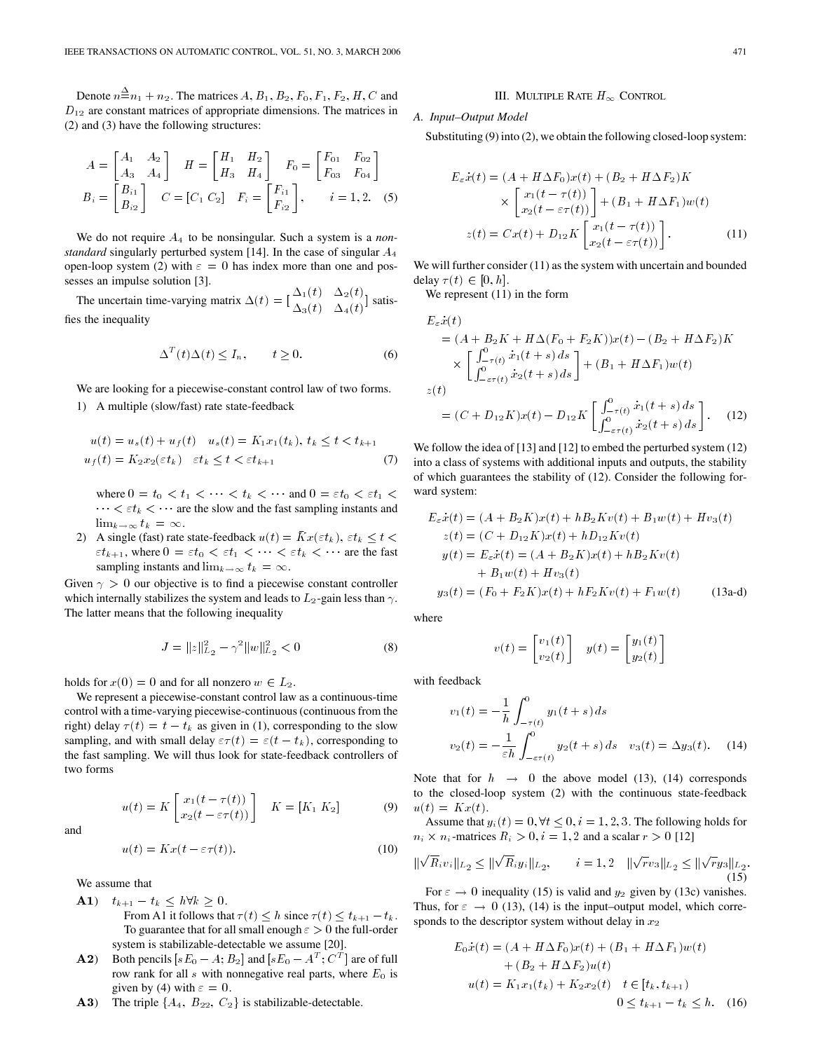Denote $n \stackrel{\Delta}{=} n_1 + n_2$. The matrices $A, B_1, B_2, F_0, F_1, F_2, H, C$ and $D_{12}$ are constant matrices of appropriate dimensions. The matrices in (2) and (3) have the following structures:

$$A = \begin{bmatrix} A_1 & A_2 \\ A_3 & A_4 \end{bmatrix} \quad H = \begin{bmatrix} H_1 & H_2 \\ H_3 & H_4 \end{bmatrix} \quad F_0 = \begin{bmatrix} F_{01} & F_{02} \\ F_{03} & F_{04} \end{bmatrix}$$
$$B_i = \begin{bmatrix} B_{i1} \\ B_{i2} \end{bmatrix} \quad C = [C_1 \; C_2] \quad F_i = \begin{bmatrix} F_{i1} \\ F_{i2} \end{bmatrix}, \qquad i = 1, 2. \quad (5)$$

We do not require $A_4$ to be nonsingular. Such a system is a *nonstandard* singularly perturbed system [14]. In the case of singular $A_4$ open-loop system (2) with $\varepsilon = 0$ has index more than one and possesses an impulse solution [3].

The uncertain time-varying matrix $\Delta(t) = \begin{bmatrix} \Delta_1(t) & \Delta_2(t) \\ \Delta_3(t) & \Delta_4(t) \end{bmatrix}$ satisfies the inequality

$$\Delta^T(t)\Delta(t) \leq I_n, \qquad t \geq 0. \quad (6)$$

We are looking for a piecewise-constant control law of two forms.

1) A multiple (slow/fast) rate state-feedback

$$u(t) = u_s(t) + u_f(t) \quad u_s(t) = K_1 x_1(t_k), \; t_k \leq t < t_{k+1}$$
$$u_f(t) = K_2 x_2(\varepsilon t_k) \quad \varepsilon t_k \leq t < \varepsilon t_{k+1} \quad (7)$$

where $0 = t_0 < t_1 < \cdots < t_k < \cdots$ and $0 = \varepsilon t_0 < \varepsilon t_1 < \cdots < \varepsilon t_k < \cdots$ are the slow and the fast sampling instants and $\lim_{k\to\infty} t_k = \infty$.

2) A single (fast) rate state-feedback $u(t) = \bar{K}x(\varepsilon t_k)$, $\varepsilon t_k \leq t < \varepsilon t_{k+1}$, where $0 = \varepsilon t_0 < \varepsilon t_1 < \cdots < \varepsilon t_k < \cdots$ are the fast sampling instants and $\lim_{k\to\infty} t_k = \infty$.

Given $\gamma > 0$ our objective is to find a piecewise constant controller which internally stabilizes the system and leads to $L_2$-gain less than $\gamma$. The latter means that the following inequality

$$J = \|z\|^2_{L_2} - \gamma^2 \|w\|^2_{L_2} < 0 \quad (8)$$

holds for $x(0) = 0$ and for all nonzero $w \in L_2$.

We represent a piecewise-constant control law as a continuous-time control with a time-varying piecewise-continuous (continuous from the right) delay $\tau(t) = t - t_k$ as given in (1), corresponding to the slow sampling, and with small delay $\varepsilon\tau(t) = \varepsilon(t - t_k)$, corresponding to the fast sampling. We will thus look for state-feedback controllers of two forms

$$u(t) = K \begin{bmatrix} x_1(t - \tau(t)) \\ x_2(t - \varepsilon\tau(t)) \end{bmatrix} \quad K = [K_1 \; K_2] \quad (9)$$

and

$$u(t) = Kx(t - \varepsilon\tau(t)). \quad (10)$$

We assume that

**A1**) $t_{k+1} - t_k \leq h \forall k \geq 0$.
From A1 it follows that $\tau(t) \leq h$ since $\tau(t) \leq t_{k+1} - t_k$. To guarantee that for all small enough $\varepsilon > 0$ the full-order system is stabilizable-detectable we assume [20].

**A2**) Both pencils $[sE_0 - A; B_2]$ and $[sE_0 - A^T; C^T]$ are of full row rank for all $s$ with nonnegative real parts, where $E_0$ is given by (4) with $\varepsilon = 0$.

**A3**) The triple $\{A_4, B_{22}, C_2\}$ is stabilizable-detectable.

## III. Multiple Rate $H_\infty$ Control

### A. Input–Output Model

Substituting (9) into (2), we obtain the following closed-loop system:

$$E_\varepsilon \dot{x}(t) = (A + H\Delta F_0)x(t) + (B_2 + H\Delta F_2)K \times \begin{bmatrix} x_1(t - \tau(t)) \\ x_2(t - \varepsilon\tau(t)) \end{bmatrix} + (B_1 + H\Delta F_1)w(t)$$
$$z(t) = Cx(t) + D_{12}K \begin{bmatrix} x_1(t - \tau(t)) \\ x_2(t - \varepsilon\tau(t)) \end{bmatrix}. \quad (11)$$

We will further consider (11) as the system with uncertain and bounded delay $\tau(t) \in [0, h]$.

We represent (11) in the form

$$E_\varepsilon \dot{x}(t) = (A + B_2K + H\Delta(F_0 + F_2K))x(t) - (B_2 + H\Delta F_2)K \times \begin{bmatrix} \int_{-\tau(t)}^{0} \dot{x}_1(t+s)\,ds \\ \int_{-\varepsilon\tau(t)}^{0} \dot{x}_2(t+s)\,ds \end{bmatrix} + (B_1 + H\Delta F_1)w(t)$$
$$z(t) = (C + D_{12}K)x(t) - D_{12}K \begin{bmatrix} \int_{-\tau(t)}^{0} \dot{x}_1(t+s)\,ds \\ \int_{-\varepsilon\tau(t)}^{0} \dot{x}_2(t+s)\,ds \end{bmatrix}. \quad (12)$$

We follow the idea of [13] and [12] to embed the perturbed system (12) into a class of systems with additional inputs and outputs, the stability of which guarantees the stability of (12). Consider the following forward system:

$$E_\varepsilon \dot{x}(t) = (A + B_2K)x(t) + hB_2Kv(t) + B_1w(t) + Hv_3(t)$$
$$z(t) = (C + D_{12}K)x(t) + hD_{12}Kv(t)$$
$$y(t) = E_\varepsilon \dot{x}(t) = (A + B_2K)x(t) + hB_2Kv(t) + B_1w(t) + Hv_3(t)$$
$$y_3(t) = (F_0 + F_2K)x(t) + hF_2Kv(t) + F_1w(t) \quad \text{(13a-d)}$$

where

$$v(t) = \begin{bmatrix} v_1(t) \\ v_2(t) \end{bmatrix} \quad y(t) = \begin{bmatrix} y_1(t) \\ y_2(t) \end{bmatrix}$$

with feedback

$$v_1(t) = -\frac{1}{h}\int_{-\tau(t)}^{0} y_1(t+s)\,ds$$
$$v_2(t) = -\frac{1}{\varepsilon h}\int_{-\varepsilon\tau(t)}^{0} y_2(t+s)\,ds \quad v_3(t) = \Delta y_3(t). \quad (14)$$

Note that for $h \to 0$ the above model (13), (14) corresponds to the closed-loop system (2) with the continuous state-feedback $u(t) = Kx(t)$.

Assume that $y_i(t) = 0, \forall t \leq 0, i = 1, 2, 3$. The following holds for $n_i \times n_i$-matrices $R_i > 0, i = 1, 2$ and a scalar $r > 0$ [12]

$$\|\sqrt{R_i}v_i\|_{L_2} \leq \|\sqrt{R_i}y_i\|_{L_2}, \qquad i = 1, 2 \quad \|\sqrt{r}v_3\|_{L_2} \leq \|\sqrt{r}y_3\|_{L_2}. \quad (15)$$

For $\varepsilon \to 0$ inequality (15) is valid and $y_2$ given by (13c) vanishes. Thus, for $\varepsilon \to 0$ (13), (14) is the input–output model, which corresponds to the descriptor system without delay in $x_2$

$$E_0\dot{x}(t) = (A + H\Delta F_0)x(t) + (B_1 + H\Delta F_1)w(t) + (B_2 + H\Delta F_2)u(t)$$
$$u(t) = K_1x_1(t_k) + K_2x_2(t) \quad t \in [t_k, t_{k+1})$$
$$0 \leq t_{k+1} - t_k \leq h. \quad (16)$$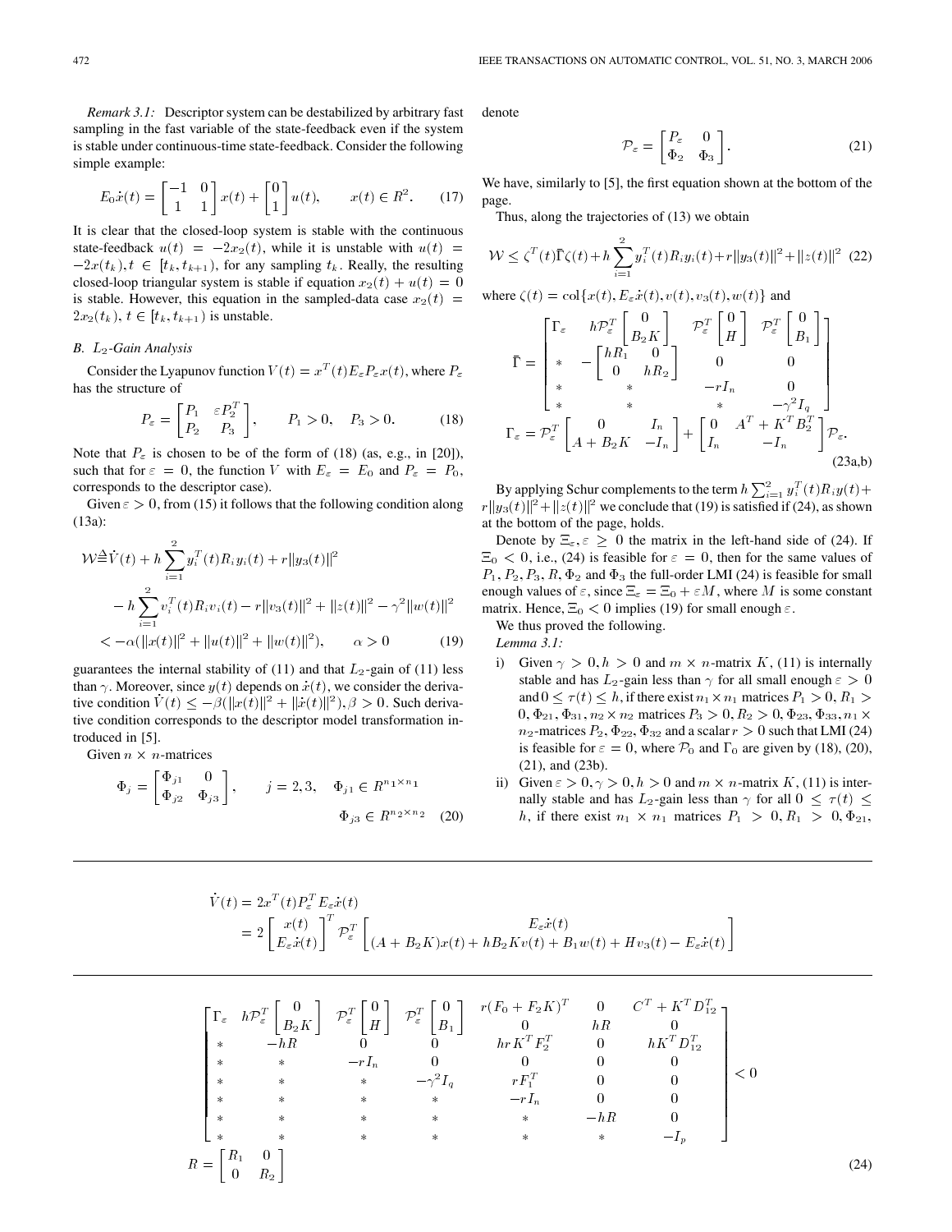*Remark 3.1:* Descriptor system can be destabilized by arbitrary fast sampling in the fast variable of the state-feedback even if the system is stable under continuous-time state-feedback. Consider the following simple example:

$$E_0\dot{x}(t) = \begin{bmatrix} -1 & 0 \\ 1 & 1 \end{bmatrix} x(t) + \begin{bmatrix} 0 \\ 1 \end{bmatrix} u(t), \qquad x(t) \in R^2. \tag{17}$$

It is clear that the closed-loop system is stable with the continuous state-feedback $u(t) = -2x_2(t)$, while it is unstable with $u(t) = -2x(t_k), t \in [t_k, t_{k+1})$, for any sampling $t_k$. Really, the resulting closed-loop triangular system is stable if equation $x_2(t) + u(t) = 0$ is stable. However, this equation in the sampled-data case $x_2(t) = 2x_2(t_k),\ t \in [t_k, t_{k+1})$ is unstable.

### B. $L_2$-Gain Analysis

Consider the Lyapunov function $V(t) = x^T(t)E_\varepsilon P_\varepsilon x(t)$, where $P_\varepsilon$ has the structure of

$$P_\varepsilon = \begin{bmatrix} P_1 & \varepsilon P_2^T \\ P_2 & P_3 \end{bmatrix}, \qquad P_1 > 0, \quad P_3 > 0. \tag{18}$$

Note that $P_\varepsilon$ is chosen to be of the form of (18) (as, e.g., in [20]), such that for $\varepsilon = 0$, the function $V$ with $E_\varepsilon = E_0$ and $P_\varepsilon = P_0$, corresponds to the descriptor case).

Given $\varepsilon > 0$, from (15) it follows that the following condition along (13a):

$$\begin{aligned} \mathcal{W} \triangleq \dot{V}(t) &+ h\sum_{i=1}^{2} y_i^T(t)R_i y_i(t) + r\|y_3(t)\|^2 \\ &- h\sum_{i=1}^{2} v_i^T(t)R_i v_i(t) - r\|v_3(t)\|^2 + \|z(t)\|^2 - \gamma^2\|w(t)\|^2 \\ &< -\alpha(\|x(t)\|^2 + \|u(t)\|^2 + \|w(t)\|^2), \qquad \alpha > 0 \end{aligned} \tag{19}$$

guarantees the internal stability of (11) and that $L_2$-gain of (11) less than $\gamma$. Moreover, since $y(t)$ depends on $\dot{x}(t)$, we consider the derivative condition $\dot{V}(t) \le -\beta(\|x(t)\|^2 + \|\dot{x}(t)\|^2), \beta > 0$. Such derivative condition corresponds to the descriptor model transformation introduced in [5].

Given $n \times n$-matrices

$$\Phi_j = \begin{bmatrix} \Phi_{j1} & 0 \\ \Phi_{j2} & \Phi_{j3} \end{bmatrix}, \qquad j = 2, 3, \quad \Phi_{j1} \in R^{n_1 \times n_1}, \quad \Phi_{j3} \in R^{n_2 \times n_2} \tag{20}$$

denote

$$\mathcal{P}_\varepsilon = \begin{bmatrix} P_\varepsilon & 0 \\ \Phi_2 & \Phi_3 \end{bmatrix}. \tag{21}$$

We have, similarly to [5], the first equation shown at the bottom of the page.

$$\begin{aligned} \dot{V}(t) &= 2x^T(t)P_\varepsilon^T E_\varepsilon \dot{x}(t) \\ &= 2\begin{bmatrix} x(t) \\ E_\varepsilon \dot{x}(t) \end{bmatrix}^T \mathcal{P}_\varepsilon^T \begin{bmatrix} E_\varepsilon \dot{x}(t) \\ (A + B_2K)x(t) + hB_2Kv(t) + B_1w(t) + Hv_3(t) - E_\varepsilon \dot{x}(t) \end{bmatrix} \end{aligned}$$

Thus, along the trajectories of (13) we obtain

$$\mathcal{W} \le \zeta^T(t)\bar{\Gamma}\zeta(t) + h\sum_{i=1}^{2} y_i^T(t)R_i y_i(t) + r\|y_3(t)\|^2 + \|z(t)\|^2 \tag{22}$$

where $\zeta(t) = \mathrm{col}\{x(t), E_\varepsilon\dot{x}(t), v(t), v_3(t), w(t)\}$ and

$$\bar{\Gamma} = \begin{bmatrix} \Gamma_\varepsilon & h\mathcal{P}_\varepsilon^T \begin{bmatrix} 0 \\ B_2K \end{bmatrix} & \mathcal{P}_\varepsilon^T \begin{bmatrix} 0 \\ H \end{bmatrix} & \mathcal{P}_\varepsilon^T \begin{bmatrix} 0 \\ B_1 \end{bmatrix} \\ * & -\begin{bmatrix} hR_1 & 0 \\ 0 & hR_2 \end{bmatrix} & 0 & 0 \\ * & * & -rI_n & 0 \\ * & * & * & -\gamma^2 I_q \end{bmatrix}$$

$$\Gamma_\varepsilon = \mathcal{P}_\varepsilon^T \begin{bmatrix} 0 & I_n \\ A + B_2K & -I_n \end{bmatrix} + \begin{bmatrix} 0 & A^T + K^T B_2^T \\ I_n & -I_n \end{bmatrix} \mathcal{P}_\varepsilon. \tag{23a,b}$$

By applying Schur complements to the term $h\sum_{i=1}^{2} y_i^T(t)R_i y(t) + r\|y_3(t)\|^2 + \|z(t)\|^2$ we conclude that (19) is satisfied if (24), as shown at the bottom of the page, holds.

$$\begin{bmatrix} \Gamma_\varepsilon & h\mathcal{P}_\varepsilon^T \begin{bmatrix} 0 \\ B_2K \end{bmatrix} & \mathcal{P}_\varepsilon^T \begin{bmatrix} 0 \\ H \end{bmatrix} & \mathcal{P}_\varepsilon^T \begin{bmatrix} 0 \\ B_1 \end{bmatrix} & \begin{matrix} r(F_0 + F_2K)^T \\ 0 \end{matrix} & \begin{matrix} 0 \\ hR \end{matrix} & \begin{matrix} C^T + K^T D_{12}^T \\ 0 \end{matrix} \\ * & -hR & 0 & 0 & hrK^T F_2^T & 0 & hK^T D_{12}^T \\ * & * & -rI_n & 0 & 0 & 0 & 0 \\ * & * & * & -\gamma^2 I_q & rF_1^T & 0 & 0 \\ * & * & * & * & -rI_n & 0 & 0 \\ * & * & * & * & * & -hR & 0 \\ * & * & * & * & * & * & -I_p \end{bmatrix} < 0$$

$$R = \begin{bmatrix} R_1 & 0 \\ 0 & R_2 \end{bmatrix} \tag{24}$$

Denote by $\Xi_\varepsilon, \varepsilon \ge 0$ the matrix in the left-hand side of (24). If $\Xi_0 < 0$, i.e., (24) is feasible for $\varepsilon = 0$, then for the same values of $P_1, P_2, P_3, R, \Phi_2$ and $\Phi_3$ the full-order LMI (24) is feasible for small enough values of $\varepsilon$, since $\Xi_\varepsilon = \Xi_0 + \varepsilon M$, where $M$ is some constant matrix. Hence, $\Xi_0 < 0$ implies (19) for small enough $\varepsilon$.

We thus proved the following.

*Lemma 3.1:*

i) Given $\gamma > 0, h > 0$ and $m \times n$-matrix $K$, (11) is internally stable and has $L_2$-gain less than $\gamma$ for all small enough $\varepsilon > 0$ and $0 \le \tau(t) \le h$, if there exist $n_1 \times n_1$ matrices $P_1 > 0, R_1 > 0, \Phi_{21}, \Phi_{31}, n_2 \times n_2$ matrices $P_3 > 0, R_2 > 0, \Phi_{23}, \Phi_{33}, n_1 \times n_2$-matrices $P_2, \Phi_{22}, \Phi_{32}$ and a scalar $r > 0$ such that LMI (24) is feasible for $\varepsilon = 0$, where $\mathcal{P}_0$ and $\Gamma_0$ are given by (18), (20), (21), and (23b).

ii) Given $\varepsilon > 0, \gamma > 0, h > 0$ and $m \times n$-matrix $K$, (11) is internally stable and has $L_2$-gain less than $\gamma$ for all $0 \le \tau(t) \le h$, if there exist $n_1 \times n_1$ matrices $P_1 > 0, R_1 > 0, \Phi_{21}$,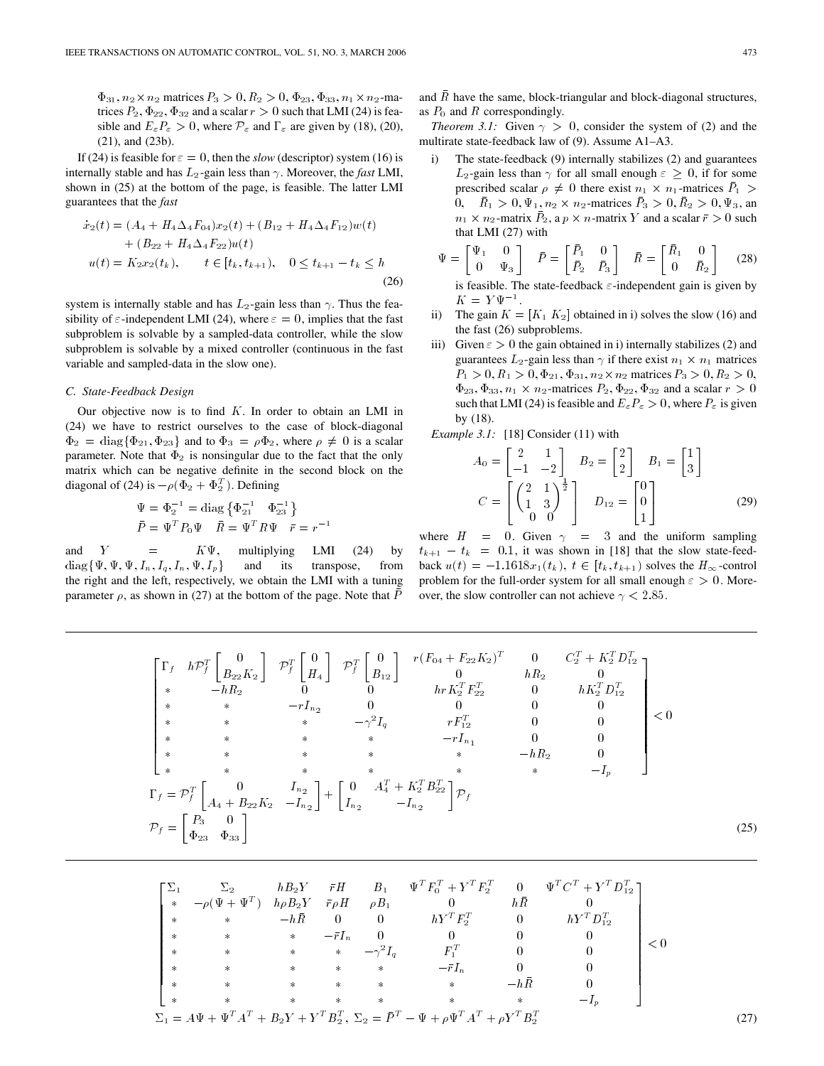$\Phi_{31}$, $n_2 \times n_2$ matrices $P_3 > 0, R_2 > 0, \Phi_{23}, \Phi_{33}$, $n_1 \times n_2$-matrices $P_2, \Phi_{22}, \Phi_{32}$ and a scalar $r > 0$ such that LMI (24) is feasible and $E_\varepsilon P_\varepsilon > 0$, where $\mathcal{P}_\varepsilon$ and $\Gamma_\varepsilon$ are given by (18), (20), (21), and (23b).

If (24) is feasible for $\varepsilon = 0$, then the *slow* (descriptor) system (16) is internally stable and has $L_2$-gain less than $\gamma$. Moreover, the *fast* LMI, shown in (25) at the bottom of the page, is feasible. The latter LMI guarantees that the *fast*

$$
\begin{aligned}
\dot{x}_2(t) &= (A_4 + H_4\Delta_4 F_{04})x_2(t) + (B_{12} + H_4\Delta_4 F_{12})w(t) \\
&\quad + (B_{22} + H_4\Delta_4 F_{22})u(t) \\
u(t) &= K_2 x_2(t_k), \qquad t \in [t_k, t_{k+1}), \quad 0 \le t_{k+1} - t_k \le h
\end{aligned}
\tag{26}
$$

system is internally stable and has $L_2$-gain less than $\gamma$. Thus the feasibility of $\varepsilon$-independent LMI (24), where $\varepsilon = 0$, implies that the fast subproblem is solvable by a sampled-data controller, while the slow subproblem is solvable by a mixed controller (continuous in the fast variable and sampled-data in the slow one).

### C. State-Feedback Design

Our objective now is to find $K$. In order to obtain an LMI in (24) we have to restrict ourselves to the case of block-diagonal $\Phi_2 = \mathrm{diag}\{\Phi_{21}, \Phi_{23}\}$ and to $\Phi_3 = \rho\Phi_2$, where $\rho \neq 0$ is a scalar parameter. Note that $\Phi_2$ is nonsingular due to the fact that the only matrix which can be negative definite in the second block on the diagonal of (24) is $-\rho(\Phi_2 + \Phi_2^T)$. Defining

$$
\Psi = \Phi_2^{-1} = \mathrm{diag}\left\{\Phi_{21}^{-1} \quad \Phi_{23}^{-1}\right\}
$$
$$
\bar{P} = \Psi^T P_0 \Psi \quad \bar{R} = \Psi^T R \Psi \quad \bar{r} = r^{-1}
$$

and $Y = K\Psi$, multiplying LMI (24) by $\mathrm{diag}\{\Psi, \Psi, \Psi, I_n, I_q, I_n, \Psi, I_p\}$ and its transpose, from the right and the left, respectively, we obtain the LMI with a tuning parameter $\rho$, as shown in (27) at the bottom of the page. Note that $\bar{P}$ and $\bar{R}$ have the same, block-triangular and block-diagonal structures, as $P_0$ and $R$ correspondingly.

*Theorem 3.1:* Given $\gamma > 0$, consider the system of (2) and the multirate state-feedback law of (9). Assume A1–A3.

i) The state-feedback (9) internally stabilizes (2) and guarantees $L_2$-gain less than $\gamma$ for all small enough $\varepsilon \ge 0$, if for some prescribed scalar $\rho \neq 0$ there exist $n_1 \times n_1$-matrices $\bar{P}_1 > 0$, $\bar{R}_1 > 0, \Psi_1$, $n_2 \times n_2$-matrices $\bar{P}_3 > 0, \bar{R}_2 > 0, \Psi_3$, an $n_1 \times n_2$-matrix $\bar{P}_2$, a $p \times n$-matrix $Y$ and a scalar $\bar{r} > 0$ such that LMI (27) with
$$
\Psi = \begin{bmatrix} \Psi_1 & 0 \\ 0 & \Psi_3 \end{bmatrix} \quad \bar{P} = \begin{bmatrix} \bar{P}_1 & 0 \\ \bar{P}_2 & \bar{P}_3 \end{bmatrix} \quad \bar{R} = \begin{bmatrix} \bar{R}_1 & 0 \\ 0 & \bar{R}_2 \end{bmatrix} \tag{28}
$$
is feasible. The state-feedback $\varepsilon$-independent gain is given by $K = Y\Psi^{-1}$.

ii) The gain $K = [K_1 \;\; K_2]$ obtained in i) solves the slow (16) and the fast (26) subproblems.

iii) Given $\varepsilon > 0$ the gain obtained in i) internally stabilizes (2) and guarantees $L_2$-gain less than $\gamma$ if there exist $n_1 \times n_1$ matrices $P_1 > 0, R_1 > 0, \Phi_{21}, \Phi_{31}$, $n_2 \times n_2$ matrices $P_3 > 0, R_2 > 0$, $\Phi_{23}, \Phi_{33}$, $n_1 \times n_2$-matrices $P_2, \Phi_{22}, \Phi_{32}$ and a scalar $r > 0$ such that LMI (24) is feasible and $E_\varepsilon P_\varepsilon > 0$, where $P_\varepsilon$ is given by (18).

*Example 3.1:* [18] Consider (11) with

$$
A_0 = \begin{bmatrix} 2 & 1 \\ -1 & -2 \end{bmatrix} \quad B_2 = \begin{bmatrix} 2 \\ 2 \end{bmatrix} \quad B_1 = \begin{bmatrix} 1 \\ 3 \end{bmatrix}
$$
$$
C = \begin{bmatrix} \begin{pmatrix} 2 & 1 \\ 1 & 3 \end{pmatrix}^{\frac{1}{2}} \\ 0 \quad 0 \end{bmatrix} \quad D_{12} = \begin{bmatrix} 0 \\ 0 \\ 1 \end{bmatrix} \tag{29}
$$

where $H = 0$. Given $\gamma = 3$ and the uniform sampling $t_{k+1} - t_k = 0.1$, it was shown in [18] that the slow state-feedback $u(t) = -1.1618x_1(t_k)$, $t \in [t_k, t_{k+1})$ solves the $H_\infty$-control problem for the full-order system for all small enough $\varepsilon > 0$. Moreover, the slow controller can not achieve $\gamma < 2.85$.

$$
\begin{bmatrix}
\Gamma_f & h\mathcal{P}_f^T \begin{bmatrix} 0 \\ B_{22}K_2 \end{bmatrix} & \mathcal{P}_f^T \begin{bmatrix} 0 \\ H_4 \end{bmatrix} & \mathcal{P}_f^T \begin{bmatrix} 0 \\ B_{12} \end{bmatrix} & \begin{matrix} r(F_{04} + F_{22}K_2)^T \\ 0 \end{matrix} & \begin{matrix} 0 \\ hR_2 \end{matrix} & \begin{matrix} C_2^T + K_2^T D_{12}^T \\ 0 \end{matrix} \\
* & -hR_2 & 0 & 0 & hrK_2^T F_{22}^T & 0 & hK_2^T D_{12}^T \\
* & * & -rI_{n_2} & 0 & 0 & 0 & 0 \\
* & * & * & -\gamma^2 I_q & rF_{12}^T & 0 & 0 \\
* & * & * & * & -rI_{n_1} & 0 & 0 \\
* & * & * & * & * & -hR_2 & 0 \\
* & * & * & * & * & * & -I_p
\end{bmatrix} < 0
$$
$$
\Gamma_f = \mathcal{P}_f^T \begin{bmatrix} 0 & I_{n_2} \\ A_4 + B_{22}K_2 & -I_{n_2} \end{bmatrix} + \begin{bmatrix} 0 & A_4^T + K_2^T B_{22}^T \\ I_{n_2} & -I_{n_2} \end{bmatrix} \mathcal{P}_f
$$
$$
\mathcal{P}_f = \begin{bmatrix} P_3 & 0 \\ \Phi_{23} & \Phi_{33} \end{bmatrix} \tag{25}
$$

$$
\begin{bmatrix}
\Sigma_1 & \Sigma_2 & hB_2Y & \bar{r}H & B_1 & \Psi^T F_0^T + Y^T F_2^T & 0 & \Psi^T C^T + Y^T D_{12}^T \\
* & -\rho(\Psi + \Psi^T) & h\rho B_2 Y & \bar{r}\rho H & \rho B_1 & 0 & h\bar{R} & 0 \\
* & * & -h\bar{R} & 0 & 0 & hY^T F_2^T & 0 & hY^T D_{12}^T \\
* & * & * & -\bar{r}I_n & 0 & 0 & 0 & 0 \\
* & * & * & * & -\gamma^2 I_q & F_1^T & 0 & 0 \\
* & * & * & * & * & -\bar{r}I_n & 0 & 0 \\
* & * & * & * & * & * & -h\bar{R} & 0 \\
* & * & * & * & * & * & * & -I_p
\end{bmatrix} < 0
$$
$$
\Sigma_1 = A\Psi + \Psi^T A^T + B_2 Y + Y^T B_2^T, \; \Sigma_2 = \bar{P}^T - \Psi + \rho\Psi^T A^T + \rho Y^T B_2^T \tag{27}
$$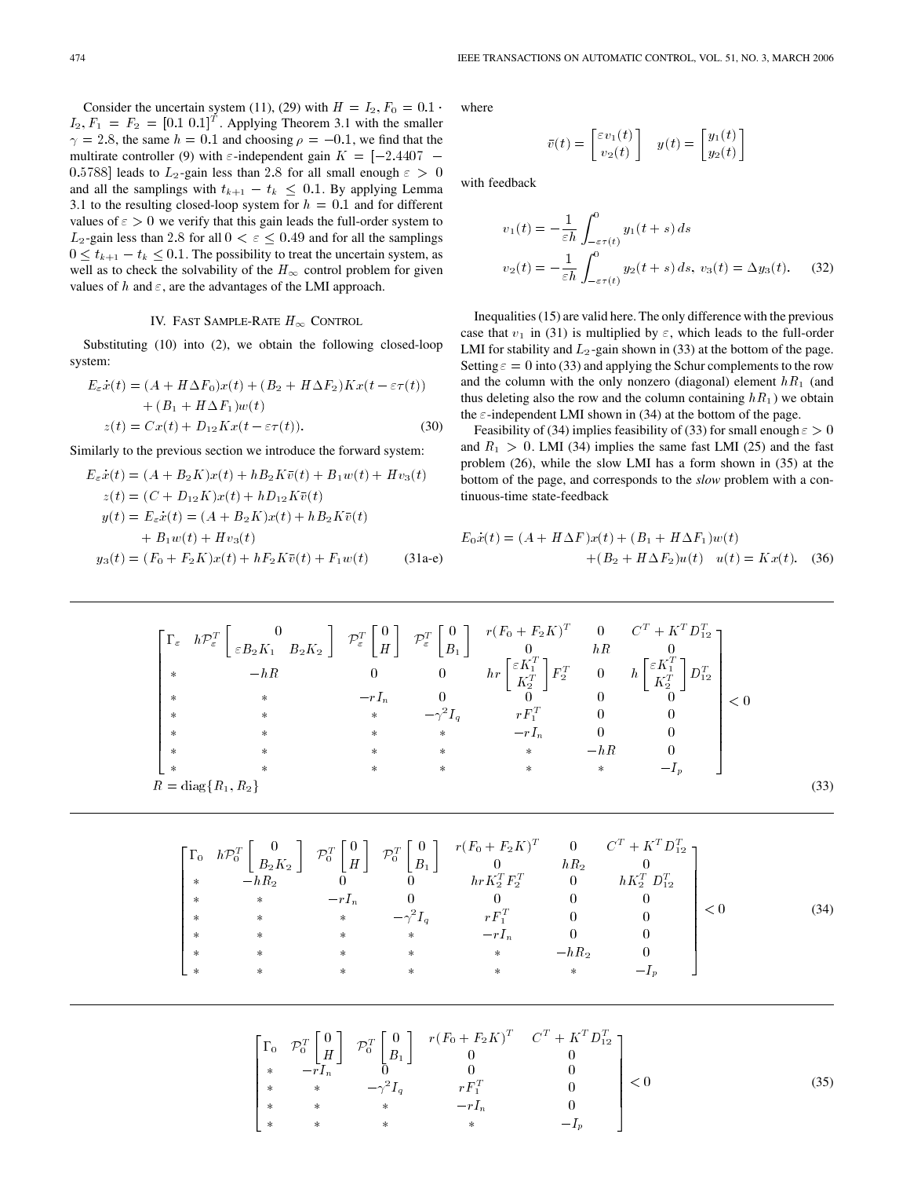Consider the uncertain system (11), (29) with $H = I_2, F_0 = 0.1 \cdot I_2, F_1 = F_2 = [0.1\ 0.1]^T$. Applying Theorem 3.1 with the smaller $\gamma = 2.8$, the same $h = 0.1$ and choosing $\rho = -0.1$, we find that the multirate controller (9) with $\varepsilon$-independent gain $K = [-2.4407\ -0.5788]$ leads to $L_2$-gain less than 2.8 for all small enough $\varepsilon > 0$ and all the samplings with $t_{k+1} - t_k \leq 0.1$. By applying Lemma 3.1 to the resulting closed-loop system for $h = 0.1$ and for different values of $\varepsilon > 0$ we verify that this gain leads the full-order system to $L_2$-gain less than 2.8 for all $0 < \varepsilon \leq 0.49$ and for all the samplings $0 \leq t_{k+1} - t_k \leq 0.1$. The possibility to treat the uncertain system, as well as to check the solvability of the $H_\infty$ control problem for given values of $h$ and $\varepsilon$, are the advantages of the LMI approach.

## IV. Fast Sample-Rate $H_\infty$ Control

Substituting (10) into (2), we obtain the following closed-loop system:

$$
\begin{aligned}
E_\varepsilon \dot{x}(t) &= (A + H\Delta F_0)x(t) + (B_2 + H\Delta F_2)Kx(t - \varepsilon\tau(t)) \\
&\quad + (B_1 + H\Delta F_1)w(t) \\
z(t) &= Cx(t) + D_{12}Kx(t - \varepsilon\tau(t)).
\end{aligned} \tag{30}
$$

Similarly to the previous section we introduce the forward system:

$$
\begin{aligned}
E_\varepsilon \dot{x}(t) &= (A + B_2K)x(t) + hB_2K\bar{v}(t) + B_1w(t) + Hv_3(t) \\
z(t) &= (C + D_{12}K)x(t) + hD_{12}K\bar{v}(t) \\
y(t) &= E_\varepsilon \dot{x}(t) = (A + B_2K)x(t) + hB_2K\bar{v}(t) \\
&\quad + B_1w(t) + Hv_3(t) \\
y_3(t) &= (F_0 + F_2K)x(t) + hF_2K\bar{v}(t) + F_1w(t)
\end{aligned} \tag{31a-e}
$$

where

$$
\bar{v}(t) = \begin{bmatrix} \varepsilon v_1(t) \\ v_2(t) \end{bmatrix} \quad y(t) = \begin{bmatrix} y_1(t) \\ y_2(t) \end{bmatrix}
$$

with feedback

$$
\begin{aligned}
v_1(t) &= -\frac{1}{\varepsilon h}\int_{-\varepsilon\tau(t)}^{0} y_1(t+s)\,ds \\
v_2(t) &= -\frac{1}{\varepsilon h}\int_{-\varepsilon\tau(t)}^{0} y_2(t+s)\,ds,\ v_3(t) = \Delta y_3(t).
\end{aligned} \tag{32}
$$

Inequalities (15) are valid here. The only difference with the previous case that $v_1$ in (31) is multiplied by $\varepsilon$, which leads to the full-order LMI for stability and $L_2$-gain shown in (33) at the bottom of the page. Setting $\varepsilon = 0$ into (33) and applying the Schur complements to the row and the column with the only nonzero (diagonal) element $hR_1$ (and thus deleting also the row and the column containing $hR_1$) we obtain the $\varepsilon$-independent LMI shown in (34) at the bottom of the page.

Feasibility of (34) implies feasibility of (33) for small enough $\varepsilon > 0$ and $R_1 > 0$. LMI (34) implies the same fast LMI (25) and the fast problem (26), while the slow LMI has a form shown in (35) at the bottom of the page, and corresponds to the *slow* problem with a continuous-time state-feedback

$$
\begin{aligned}
E_0\dot{x}(t) &= (A + H\Delta F)x(t) + (B_1 + H\Delta F_1)w(t) \\
&\quad + (B_2 + H\Delta F_2)u(t) \quad u(t) = Kx(t).
\end{aligned} \tag{36}
$$

$$
\begin{bmatrix}
\Gamma_\varepsilon & h\mathcal{P}_\varepsilon^T \begin{bmatrix} 0 \\ \varepsilon B_2K_1 \quad B_2K_2 \end{bmatrix} & \mathcal{P}_\varepsilon^T \begin{bmatrix} 0 \\ H \end{bmatrix} & \mathcal{P}_\varepsilon^T \begin{bmatrix} 0 \\ B_1 \end{bmatrix} & \begin{matrix} r(F_0 + F_2K)^T \\ 0 \end{matrix} & \begin{matrix} 0 \\ hR \end{matrix} & \begin{matrix} C^T + K^TD_{12}^T \\ 0 \end{matrix} \\
* & -hR & 0 & 0 & hr\begin{bmatrix} \varepsilon K_1^T \\ K_2^T \end{bmatrix} F_2^T & 0 & h\begin{bmatrix} \varepsilon K_1^T \\ K_2^T \end{bmatrix} D_{12}^T \\
* & * & -rI_n & 0 & 0 & 0 & 0 \\
* & * & * & -\gamma^2 I_q & rF_1^T & 0 & 0 \\
* & * & * & * & -rI_n & 0 & 0 \\
* & * & * & * & * & -hR & 0 \\
* & * & * & * & * & * & -I_p
\end{bmatrix} < 0
$$

$$
R = \operatorname{diag}\{R_1, R_2\} \tag{33}
$$

$$
\begin{bmatrix}
\Gamma_0 & h\mathcal{P}_0^T \begin{bmatrix} 0 \\ B_2K_2 \end{bmatrix} & \mathcal{P}_0^T \begin{bmatrix} 0 \\ H \end{bmatrix} & \mathcal{P}_0^T \begin{bmatrix} 0 \\ B_1 \end{bmatrix} & \begin{matrix} r(F_0 + F_2K)^T \\ 0 \end{matrix} & \begin{matrix} 0 \\ hR_2 \end{matrix} & \begin{matrix} C^T + K^TD_{12}^T \\ 0 \end{matrix} \\
* & -hR_2 & 0 & 0 & hrK_2^TF_2^T & 0 & hK_2^T D_{12}^T \\
* & * & -rI_n & 0 & 0 & 0 & 0 \\
* & * & * & -\gamma^2 I_q & rF_1^T & 0 & 0 \\
* & * & * & * & -rI_n & 0 & 0 \\
* & * & * & * & * & -hR_2 & 0 \\
* & * & * & * & * & * & -I_p
\end{bmatrix} < 0 \tag{34}
$$

$$
\begin{bmatrix}
\Gamma_0 & \mathcal{P}_0^T \begin{bmatrix} 0 \\ H \end{bmatrix} & \mathcal{P}_0^T \begin{bmatrix} 0 \\ B_1 \end{bmatrix} & \begin{matrix} r(F_0 + F_2K)^T \\ 0 \end{matrix} & \begin{matrix} C^T + K^TD_{12}^T \\ 0 \end{matrix} \\
* & -rI_n & 0 & 0 & 0 \\
* & * & -\gamma^2 I_q & rF_1^T & 0 \\
* & * & * & -rI_n & 0 \\
* & * & * & * & -I_p
\end{bmatrix} < 0 \tag{35}
$$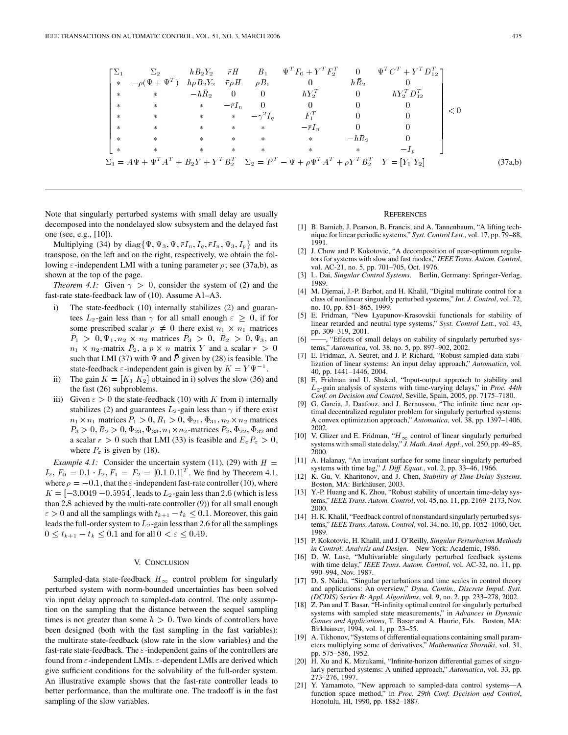$$
\begin{bmatrix}
\Sigma_1 & \Sigma_2 & hB_2Y_2 & \bar{r}H & B_1 & \Psi^T F_0 + Y^T F_2^T & 0 & \Psi^T C^T + Y^T D_{12}^T \\
* & -\rho(\Psi + \Psi^T) & h\rho B_2 Y_2 & \bar{r}\rho H & \rho B_1 & 0 & h\bar{R}_2 & 0 \\
* & * & -h\bar{R}_2 & 0 & 0 & hY_2^T & 0 & hY_2^T D_{12}^T \\
* & * & * & -\bar{r}I_n & 0 & 0 & 0 & 0 \\
* & * & * & * & -\gamma^2 I_q & F_1^T & 0 & 0 \\
* & * & * & * & * & -\bar{r}I_n & 0 & 0 \\
* & * & * & * & * & * & -h\bar{R}_2 & 0 \\
* & * & * & * & * & * & * & -I_p
\end{bmatrix} < 0
$$

$$
\Sigma_1 = A\Psi + \Psi^T A^T + B_2 Y + Y^T B_2^T \quad \Sigma_2 = \bar{P}^T - \Psi + \rho\Psi^T A^T + \rho Y^T B_2^T \quad Y = [Y_1 \; Y_2] \tag{37a,b}
$$

Note that singularly perturbed systems with small delay are usually decomposed into the nondelayed slow subsystem and the delayed fast one (see, e.g., [10]).

Multiplying (34) by $\mathrm{diag}\{\Psi, \Psi_3, \Psi, \bar{r}I_n, I_q, \bar{r}I_n, \Psi_3, I_p\}$ and its transpose, on the left and on the right, respectively, we obtain the following $\varepsilon$-independent LMI with a tuning parameter $\rho$; see (37a,b), as shown at the top of the page.

*Theorem 4.1:* Given $\gamma > 0$, consider the system of (2) and the fast-rate state-feedback law of (10). Assume A1–A3.

i) The state-feedback (10) internally stabilizes (2) and guarantees $L_2$-gain less than $\gamma$ for all small enough $\varepsilon \geq 0$, if for some prescribed scalar $\rho \neq 0$ there exist $n_1 \times n_1$ matrices $\bar{P}_1 > 0, \Psi_1, n_2 \times n_2$ matrices $\bar{P}_3 > 0$, $\bar{R}_2 > 0, \Psi_3$, an $n_1 \times n_2$-matrix $\bar{P}_2$, a $p \times n$ matrix $Y$ and a scalar $r > 0$ such that LMI (37) with $\Psi$ and $\bar{P}$ given by (28) is feasible. The state-feedback $\varepsilon$-independent gain is given by $K = Y\Psi^{-1}$.

ii) The gain $K = [K_1 \; K_2]$ obtained in i) solves the slow (36) and the fast (26) subproblems.

iii) Given $\varepsilon > 0$ the state-feedback (10) with $K$ from i) internally stabilizes (2) and guarantees $L_2$-gain less than $\gamma$ if there exist $n_1 \times n_1$ matrices $P_1 > 0, R_1 > 0, \Phi_{21}, \Phi_{31}, n_2 \times n_2$ matrices $P_3 > 0, R_2 > 0, \Phi_{23}, \Phi_{33}, n_1 \times n_2$-matrices $P_2, \Phi_{22}, \Phi_{32}$ and a scalar $r > 0$ such that LMI (33) is feasible and $E_\varepsilon P_\varepsilon > 0$, where $P_\varepsilon$ is given by (18).

*Example 4.1:* Consider the uncertain system (11), (29) with $H = I_2$, $F_0 = 0.1 \cdot I_2$, $F_1 = F_2 = [0.1 \; 0.1]^T$. We find by Theorem 4.1, where $\rho = -0.1$, that the $\varepsilon$-independent fast-rate controller (10), where $K = [-3.0049 \; -0.5954]$, leads to $L_2$-gain less than 2.6 (which is less than 2.8 achieved by the multi-rate controller (9)) for all small enough $\varepsilon > 0$ and all the samplings with $t_{k+1} - t_k \leq 0.1$. Moreover, this gain leads the full-order system to $L_2$-gain less than 2.6 for all the samplings $0 \leq t_{k+1} - t_k \leq 0.1$ and for all $0 < \varepsilon \leq 0.49$.

## V. Conclusion

Sampled-data state-feedback $H_\infty$ control problem for singularly perturbed system with norm-bounded uncertainties has been solved via input delay approach to sampled-data control. The only assumption on the sampling that the distance between the sequel sampling times is not greater than some $h > 0$. Two kinds of controllers have been designed (both with the fast sampling in the fast variables): the multirate state-feedback (slow rate in the slow variables) and the fast-rate state-feedback. The $\varepsilon$-independent gains of the controllers are found from $\varepsilon$-independent LMIs. $\varepsilon$-dependent LMIs are derived which give sufficient conditions for the solvability of the full-order system. An illustrative example shows that the fast-rate controller leads to better performance, than the multirate one. The tradeoff is in the fast sampling of the slow variables.

## References

[1] B. Bamieh, J. Pearson, B. Francis, and A. Tannenbaum, "A lifting technique for linear periodic systems," *Syst. Control Lett.*, vol. 17, pp. 79–88, 1991.

[2] J. Chow and P. Kokotovic, "A decomposition of near-optimum regulators for systems with slow and fast modes," *IEEE Trans. Autom. Control*, vol. AC-21, no. 5, pp. 701–705, Oct. 1976.

[3] L. Dai, *Singular Control Systems*. Berlin, Germany: Springer-Verlag, 1989.

[4] M. Djemai, J.-P. Barbot, and H. Khalil, "Digital multirate control for a class of nonlinear singualrly perturbed systems," *Int. J. Control*, vol. 72, no. 10, pp. 851–865, 1999.

[5] E. Fridman, "New Lyapunov-Krasovskii functionals for stability of linear retarded and neutral type systems," *Syst. Control Lett.*, vol. 43, pp. 309–319, 2001.

[6] ——, "Effects of small delays on stability of singularly perturbed systems," *Automatica*, vol. 38, no. 5, pp. 897–902, 2002.

[7] E. Fridman, A. Seuret, and J.-P. Richard, "Robust sampled-data stabilization of linear systems: An input delay approach," *Automatica*, vol. 40, pp. 1441–1446, 2004.

[8] E. Fridman and U. Shaked, "Input-output approach to stability and $L_2$-gain analysis of systems with time-varying delays," in *Proc. 44th Conf. on Decision and Control*, Seville, Spain, 2005, pp. 7175–7180.

[9] G. Garcia, J. Daafouz, and J. Bernussou, "The infinite time near optimal decentralized regulator problem for singularly perturbed systems: A convex optimization approach," *Automatica*, vol. 38, pp. 1397–1406, 2002.

[10] V. Glizer and E. Fridman, "$H_\infty$ control of linear singularly perturbed systems with small state delay," *J. Math. Anal. Appl.*, vol. 250, pp. 49–85, 2000.

[11] A. Halanay, "An invariant surface for some linear singularly perturbed systems with time lag," *J. Diff. Equat.*, vol. 2, pp. 33–46, 1966.

[12] K. Gu, V. Kharitonov, and J. Chen, *Stability of Time-Delay Systems*. Boston, MA: Birkhäuser, 2003.

[13] Y.-P. Huang and K. Zhou, "Robust stability of uncertain time-delay systems," *IEEE Trans. Autom. Control*, vol. 45, no. 11, pp. 2169–2173, Nov. 2000.

[14] H. K. Khalil, "Feedback control of nonstandard singularly perturbed systems," *IEEE Trans. Autom. Control*, vol. 34, no. 10, pp. 1052–1060, Oct. 1989.

[15] P. Kokotovic, H. Khalil, and J. O'Reilly, *Singular Perturbation Methods in Control: Analysis and Design*. New York: Academic, 1986.

[16] D. W. Luse, "Multivariable singularly perturbed feedback systems with time delay," *IEEE Trans. Autom. Control*, vol. AC-32, no. 11, pp. 990–994, Nov. 1987.

[17] D. S. Naidu, "Singular perturbations and time scales in control theory and applications: An overview," *Dyna. Contin., Discrete Impul. Syst. (DCDIS) Series B: Appl. Algorithms*, vol. 9, no. 2, pp. 233–278, 2002.

[18] Z. Pan and T. Basar, "H-infinity optimal control for singularly perturbed systems with sampled state measurements," in *Advances in Dynamic Games and Applications*, T. Basar and A. Haurie, Eds. Boston, MA: Birkhäuser, 1994, vol. 1, pp. 23–55.

[19] A. Tikhonov, "Systems of differential equations containing small parameters multiplying some of derivatives," *Mathematica Sborniki*, vol. 31, pp. 575–586, 1952.

[20] H. Xu and K. Mizukami, "Infinite-horizon differential games of singularly perturbed systems: A unified approach," *Automatica*, vol. 33, pp. 273–276, 1997.

[21] Y. Yamamoto, "New approach to sampled-data control systems—A function space method," in *Proc. 29th Conf. Decision and Control*, Honolulu, HI, 1990, pp. 1882–1887.